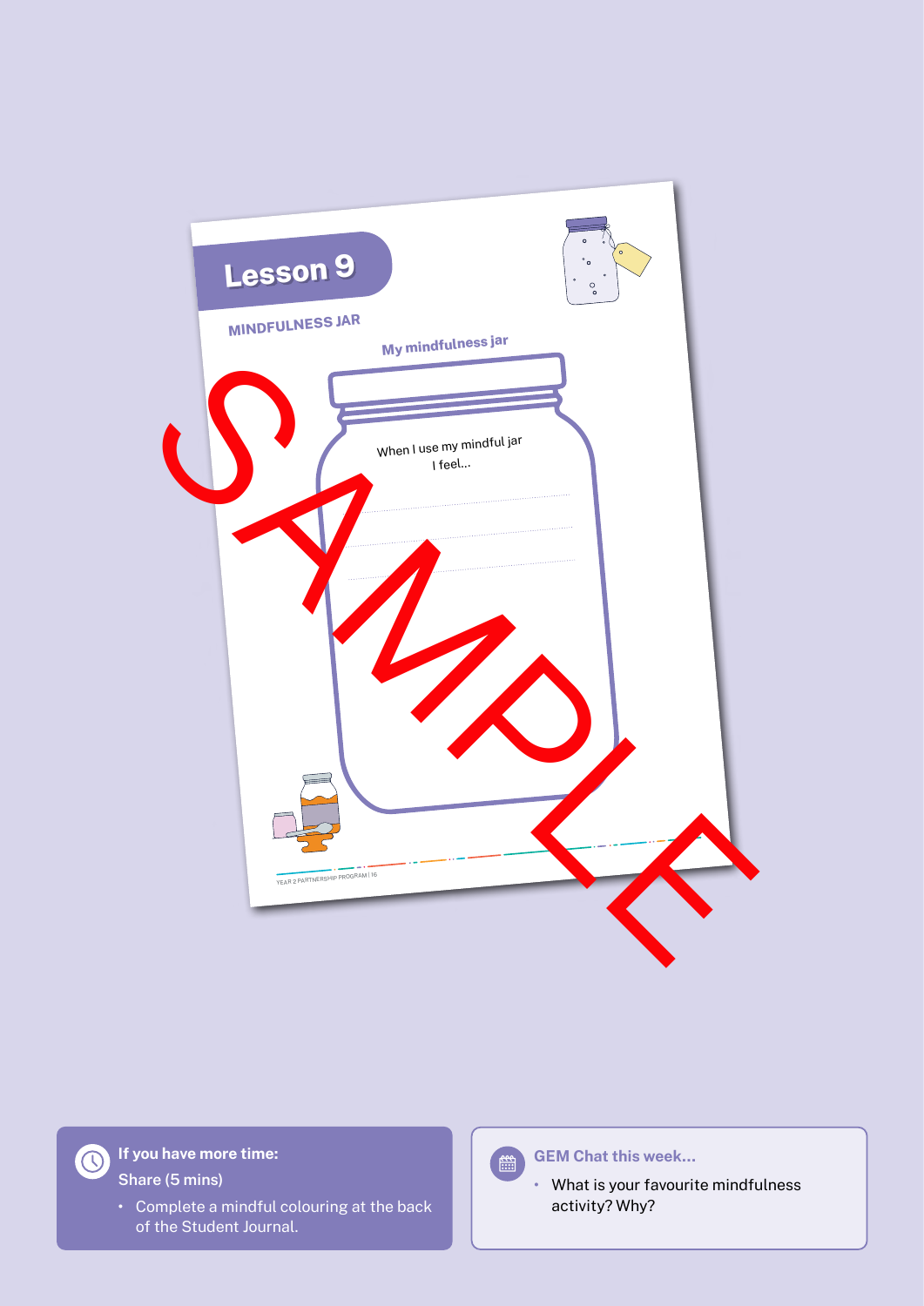# Lesson 9

## MINDFULNESS JAR

My mindfulness jar

When I use my mindful jar I feel...

SAMPLE

**If you have more time:**

Share (5 mins)

- Complete a mindful colouring at the back of the Student Journal.

**GEM Chat this week...**

- What is your favourite mindfulness activity? Why?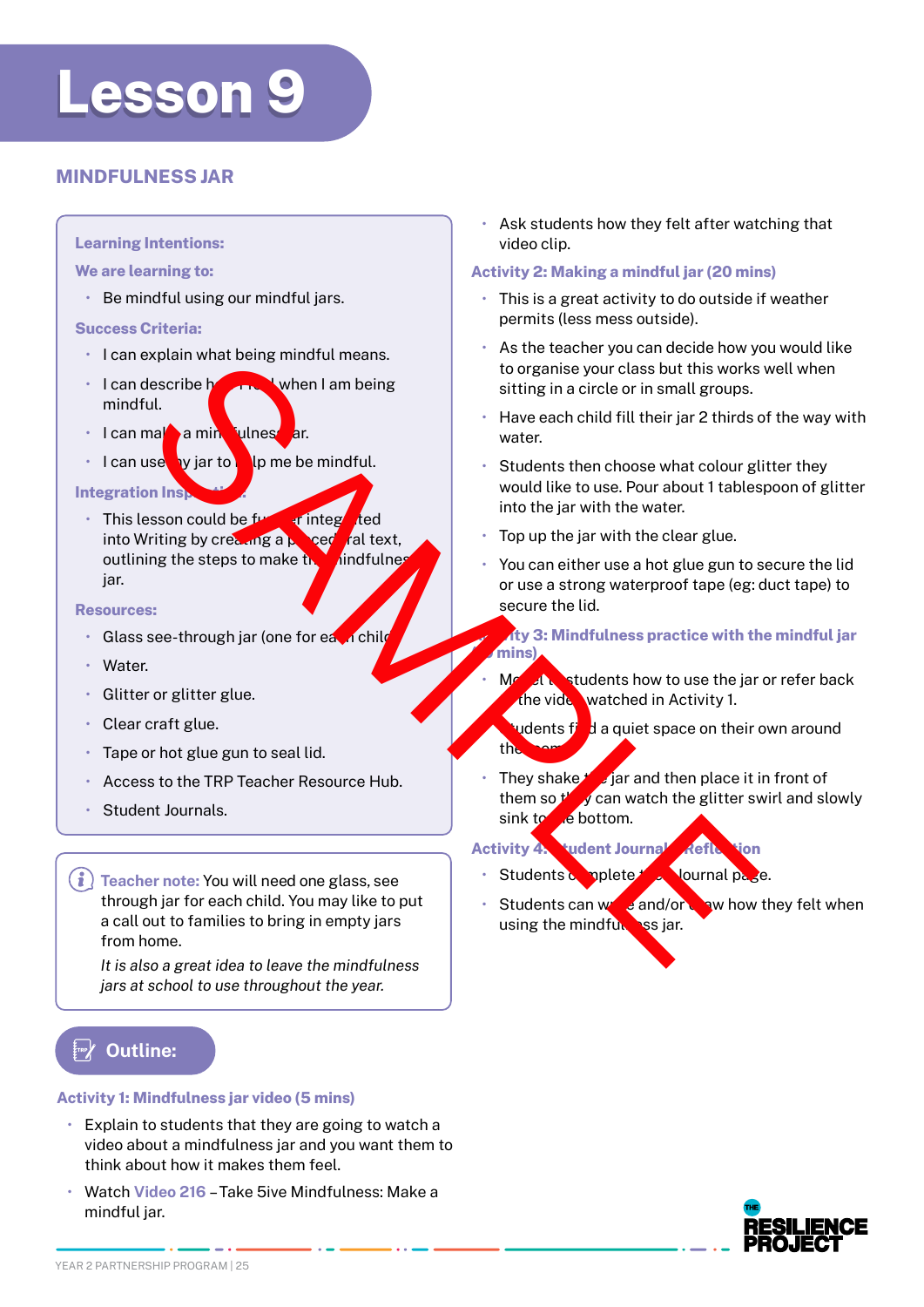# Lesson 9

## MINDFULNESS JAR

**Learning Intentions:**

**We are learning to:**

- Be mindful using our mindful jars.

**Success Criteria:**

- I can explain what being mindful means.
- I can describe how I feel when I am being mindful.
- I can make a mindfulness jar.
- I can use my jar to help me be mindful.

**Integration Inspiration:**

- This lesson could be further integrated into Writing by creating a procedural text, outlining the steps to make the mindfulness jar.

**Resources:**

- Glass see-through jar (one for each child).
- Water.
- Glitter or glitter glue.
- Clear craft glue.
- Tape or hot glue gun to seal lid.
- Access to the TRP Teacher Resource Hub.
- Student Journals.

**Teacher note:** You will need one glass, see through jar for each child. You may like to put a call out to families to bring in empty jars from home.

*It is also a great idea to leave the mindfulness jars at school to use throughout the year.*

### Outline:

**Activity 1: Mindfulness jar video (5 mins)**

- Explain to students that they are going to watch a video about a mindfulness jar and you want them to think about how it makes them feel.
- Watch Video 216 – Take 5ive Mindfulness: Make a mindful jar.
- Ask students how they felt after watching that video clip.

**Activity 2: Making a mindful jar (20 mins)**

- This is a great activity to do outside if weather permits (less mess outside).
- As the teacher you can decide how you would like to organise your class but this works well when sitting in a circle or in small groups.
- Have each child fill their jar 2 thirds of the way with water.
- Students then choose what colour glitter they would like to use. Pour about 1 tablespoon of glitter into the jar with the water.
- Top up the jar with the clear glue.
- You can either use a hot glue gun to secure the lid or use a strong waterproof tape (eg: duct tape) to secure the lid.

**Activity 3: Mindfulness practice with the mindful jar (5 mins)**

- Model to students how to use the jar or refer back to the video watched in Activity 1.
- Students find a quiet space on their own around the room.
- They shake the jar and then place it in front of them so they can watch the glitter swirl and slowly sink to the bottom.

**Activity 4: Student Journal Reflection**

- Students complete the Journal page.
- Students can write and/or draw how they felt when using the mindfulness jar.